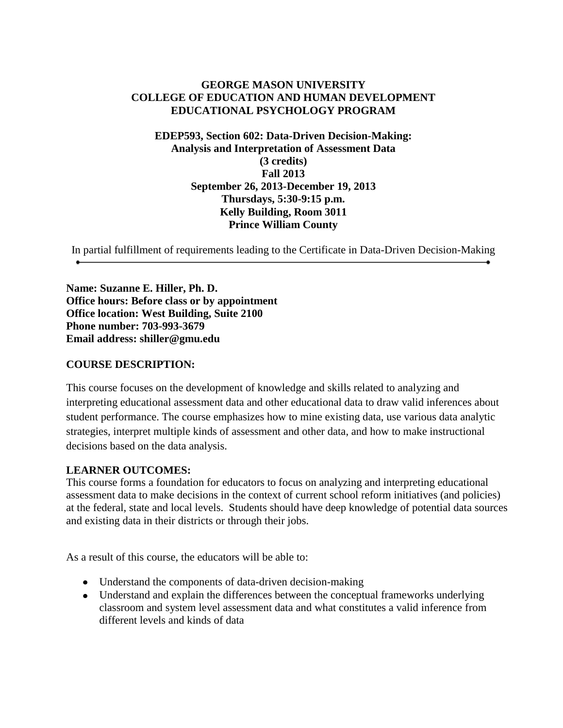**GEORGE MASON UNIVERSITY**
**COLLEGE OF EDUCATION AND HUMAN DEVELOPMENT**
**EDUCATIONAL PSYCHOLOGY PROGRAM**

**EDEP593, Section 602: Data-Driven Decision-Making:**
**Analysis and Interpretation of Assessment Data**
**(3 credits)**
**Fall 2013**
**September 26, 2013-December 19, 2013**
**Thursdays, 5:30-9:15 p.m.**
**Kelly Building, Room 3011**
**Prince William County**

In partial fulfillment of requirements leading to the Certificate in Data-Driven Decision-Making

---

**Name: Suzanne E. Hiller, Ph. D.**
**Office hours: Before class or by appointment**
**Office location: West Building, Suite 2100**
**Phone number: 703-993-3679**
**Email address: shiller@gmu.edu**

## COURSE DESCRIPTION:

This course focuses on the development of knowledge and skills related to analyzing and interpreting educational assessment data and other educational data to draw valid inferences about student performance. The course emphasizes how to mine existing data, use various data analytic strategies, interpret multiple kinds of assessment and other data, and how to make instructional decisions based on the data analysis.

## LEARNER OUTCOMES:

This course forms a foundation for educators to focus on analyzing and interpreting educational assessment data to make decisions in the context of current school reform initiatives (and policies) at the federal, state and local levels. Students should have deep knowledge of potential data sources and existing data in their districts or through their jobs.

As a result of this course, the educators will be able to:

- Understand the components of data-driven decision-making
- Understand and explain the differences between the conceptual frameworks underlying classroom and system level assessment data and what constitutes a valid inference from different levels and kinds of data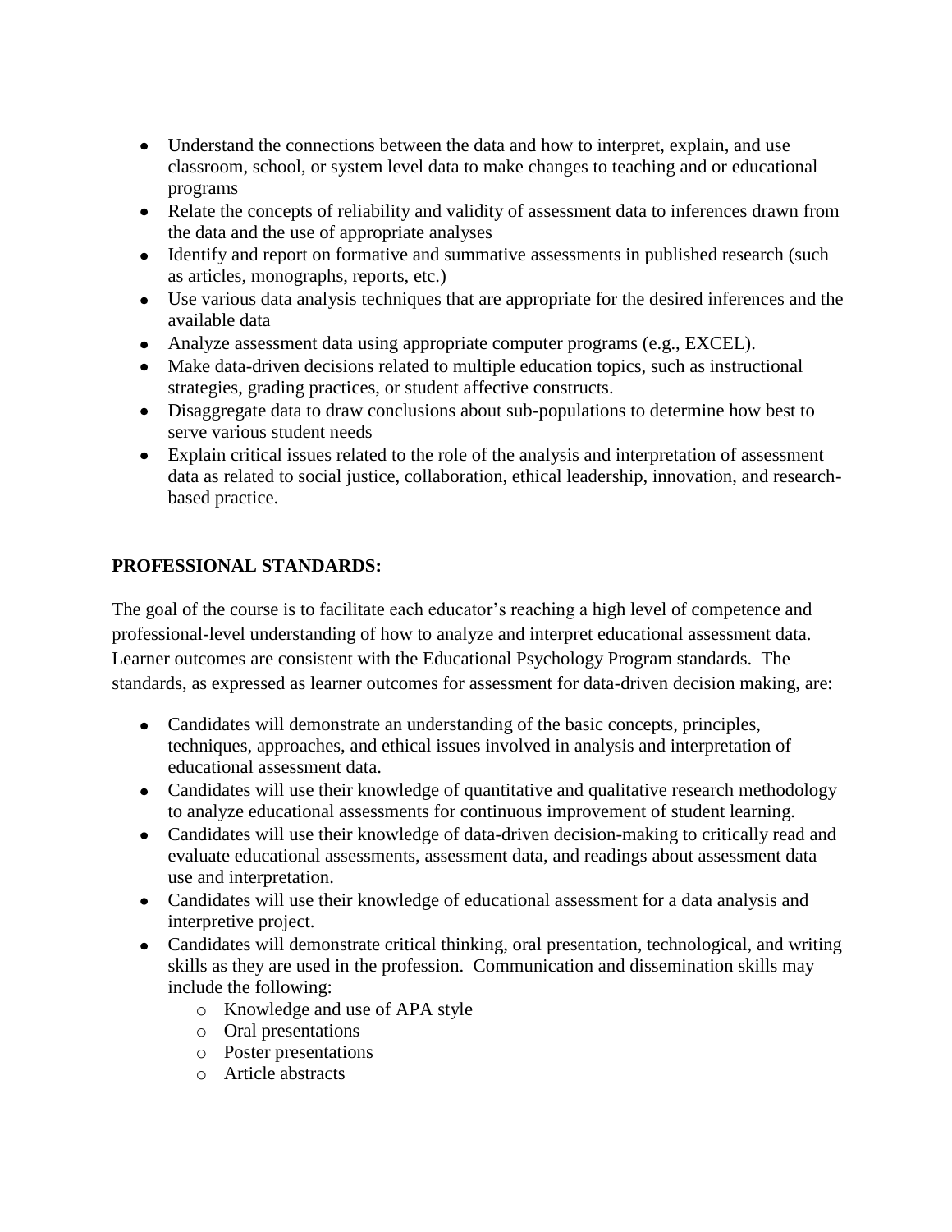- Understand the connections between the data and how to interpret, explain, and use classroom, school, or system level data to make changes to teaching and or educational programs
- Relate the concepts of reliability and validity of assessment data to inferences drawn from the data and the use of appropriate analyses
- Identify and report on formative and summative assessments in published research (such as articles, monographs, reports, etc.)
- Use various data analysis techniques that are appropriate for the desired inferences and the available data
- Analyze assessment data using appropriate computer programs (e.g., EXCEL).
- Make data-driven decisions related to multiple education topics, such as instructional strategies, grading practices, or student affective constructs.
- Disaggregate data to draw conclusions about sub-populations to determine how best to serve various student needs
- Explain critical issues related to the role of the analysis and interpretation of assessment data as related to social justice, collaboration, ethical leadership, innovation, and research-based practice.

**PROFESSIONAL STANDARDS:**

The goal of the course is to facilitate each educator's reaching a high level of competence and professional-level understanding of how to analyze and interpret educational assessment data. Learner outcomes are consistent with the Educational Psychology Program standards. The standards, as expressed as learner outcomes for assessment for data-driven decision making, are:

- Candidates will demonstrate an understanding of the basic concepts, principles, techniques, approaches, and ethical issues involved in analysis and interpretation of educational assessment data.
- Candidates will use their knowledge of quantitative and qualitative research methodology to analyze educational assessments for continuous improvement of student learning.
- Candidates will use their knowledge of data-driven decision-making to critically read and evaluate educational assessments, assessment data, and readings about assessment data use and interpretation.
- Candidates will use their knowledge of educational assessment for a data analysis and interpretive project.
- Candidates will demonstrate critical thinking, oral presentation, technological, and writing skills as they are used in the profession. Communication and dissemination skills may include the following:
  - Knowledge and use of APA style
  - Oral presentations
  - Poster presentations
  - Article abstracts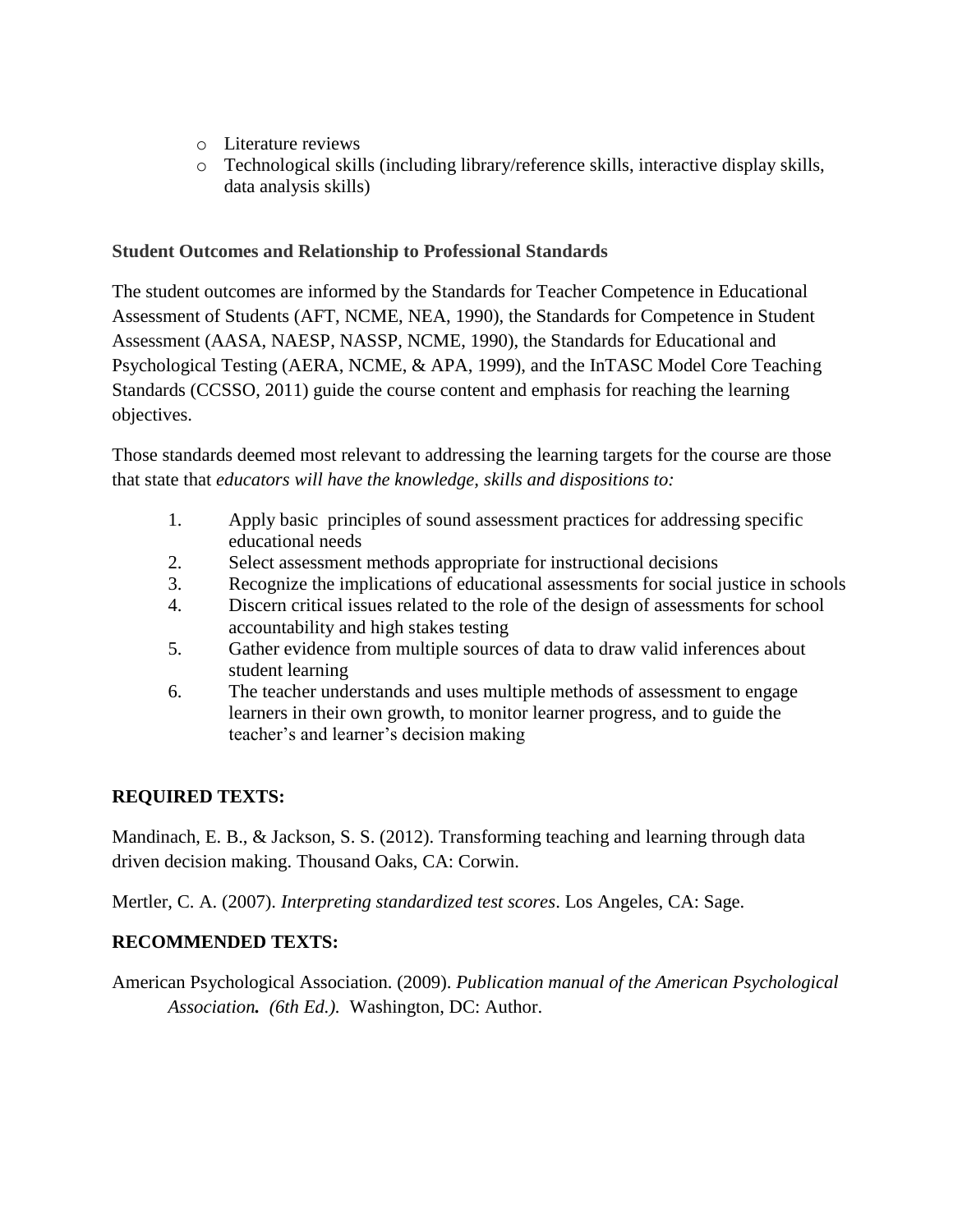- Literature reviews
- Technological skills (including library/reference skills, interactive display skills, data analysis skills)

**Student Outcomes and Relationship to Professional Standards**

The student outcomes are informed by the Standards for Teacher Competence in Educational Assessment of Students (AFT, NCME, NEA, 1990), the Standards for Competence in Student Assessment (AASA, NAESP, NASSP, NCME, 1990), the Standards for Educational and Psychological Testing (AERA, NCME, & APA, 1999), and the InTASC Model Core Teaching Standards (CCSSO, 2011) guide the course content and emphasis for reaching the learning objectives.

Those standards deemed most relevant to addressing the learning targets for the course are those that state that *educators will have the knowledge, skills and dispositions to:*

1. Apply basic principles of sound assessment practices for addressing specific educational needs
2. Select assessment methods appropriate for instructional decisions
3. Recognize the implications of educational assessments for social justice in schools
4. Discern critical issues related to the role of the design of assessments for school accountability and high stakes testing
5. Gather evidence from multiple sources of data to draw valid inferences about student learning
6. The teacher understands and uses multiple methods of assessment to engage learners in their own growth, to monitor learner progress, and to guide the teacher's and learner's decision making

**REQUIRED TEXTS:**

Mandinach, E. B., & Jackson, S. S. (2012). Transforming teaching and learning through data driven decision making. Thousand Oaks, CA: Corwin.

Mertler, C. A. (2007). *Interpreting standardized test scores*. Los Angeles, CA: Sage.

**RECOMMENDED TEXTS:**

American Psychological Association. (2009). *Publication manual of the American Psychological Association.* *(6th Ed.).* Washington, DC: Author.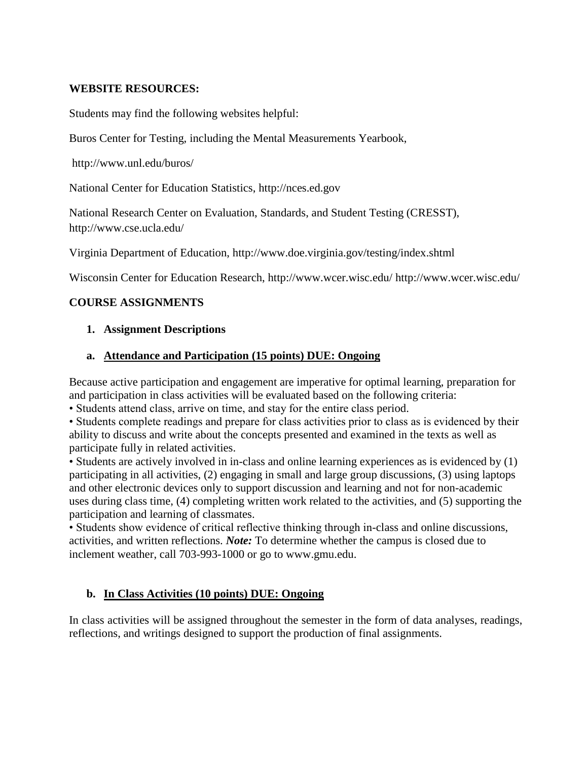**WEBSITE RESOURCES:**

Students may find the following websites helpful:

Buros Center for Testing, including the Mental Measurements Yearbook,

http://www.unl.edu/buros/

National Center for Education Statistics, http://nces.ed.gov

National Research Center on Evaluation, Standards, and Student Testing (CRESST), http://www.cse.ucla.edu/

Virginia Department of Education, http://www.doe.virginia.gov/testing/index.shtml

Wisconsin Center for Education Research, http://www.wcer.wisc.edu/ http://www.wcer.wisc.edu/

**COURSE ASSIGNMENTS**

1. **Assignment Descriptions**

   a. **Attendance and Participation (15 points) DUE: Ongoing**

Because active participation and engagement are imperative for optimal learning, preparation for and participation in class activities will be evaluated based on the following criteria:

- Students attend class, arrive on time, and stay for the entire class period.
- Students complete readings and prepare for class activities prior to class as is evidenced by their ability to discuss and write about the concepts presented and examined in the texts as well as participate fully in related activities.
- Students are actively involved in in-class and online learning experiences as is evidenced by (1) participating in all activities, (2) engaging in small and large group discussions, (3) using laptops and other electronic devices only to support discussion and learning and not for non-academic uses during class time, (4) completing written work related to the activities, and (5) supporting the participation and learning of classmates.
- Students show evidence of critical reflective thinking through in-class and online discussions, activities, and written reflections. ***Note:*** To determine whether the campus is closed due to inclement weather, call 703-993-1000 or go to www.gmu.edu.

   b. **In Class Activities (10 points) DUE: Ongoing**

In class activities will be assigned throughout the semester in the form of data analyses, readings, reflections, and writings designed to support the production of final assignments.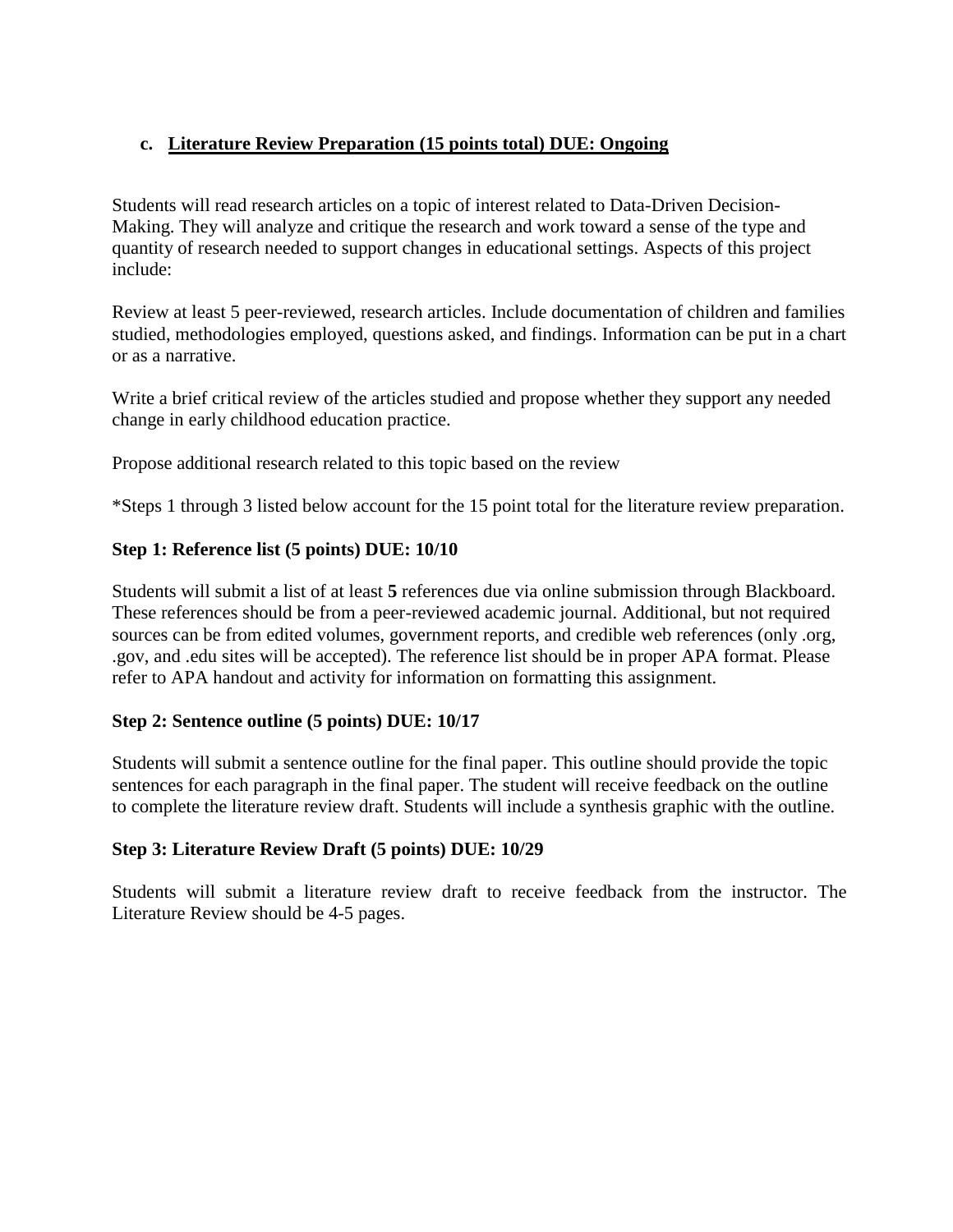### c. <u>Literature Review Preparation (15 points total) DUE: Ongoing</u>

Students will read research articles on a topic of interest related to Data-Driven Decision-Making. They will analyze and critique the research and work toward a sense of the type and quantity of research needed to support changes in educational settings. Aspects of this project include:

Review at least 5 peer-reviewed, research articles. Include documentation of children and families studied, methodologies employed, questions asked, and findings. Information can be put in a chart or as a narrative.

Write a brief critical review of the articles studied and propose whether they support any needed change in early childhood education practice.

Propose additional research related to this topic based on the review

*Steps 1 through 3 listed below account for the 15 point total for the literature review preparation.

**Step 1: Reference list (5 points) DUE: 10/10**

Students will submit a list of at least **5** references due via online submission through Blackboard. These references should be from a peer-reviewed academic journal. Additional, but not required sources can be from edited volumes, government reports, and credible web references (only .org, .gov, and .edu sites will be accepted). The reference list should be in proper APA format. Please refer to APA handout and activity for information on formatting this assignment.

**Step 2: Sentence outline (5 points) DUE: 10/17**

Students will submit a sentence outline for the final paper. This outline should provide the topic sentences for each paragraph in the final paper. The student will receive feedback on the outline to complete the literature review draft. Students will include a synthesis graphic with the outline.

**Step 3: Literature Review Draft (5 points) DUE: 10/29**

Students will submit a literature review draft to receive feedback from the instructor. The Literature Review should be 4-5 pages.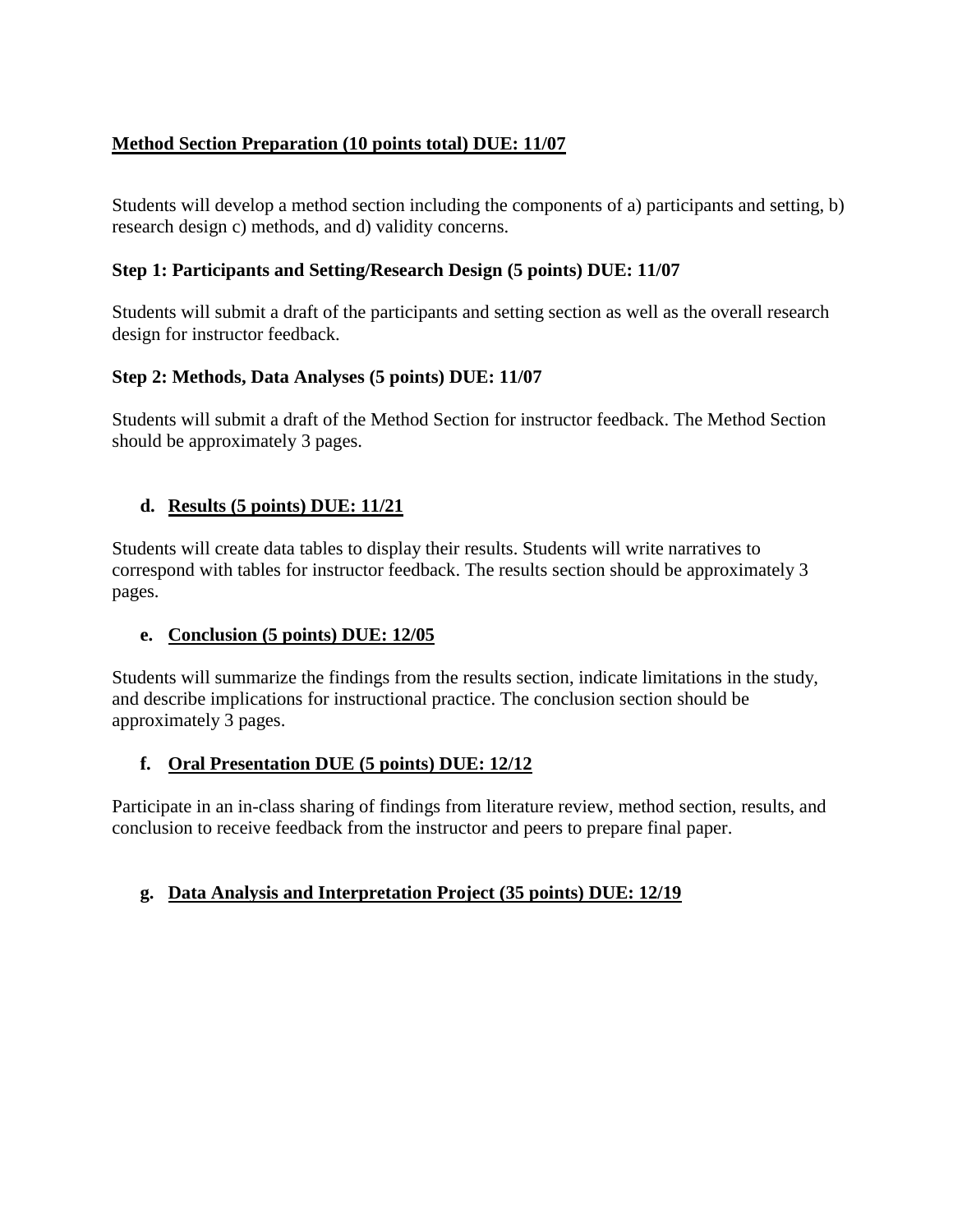**Method Section Preparation (10 points total) DUE: 11/07**

Students will develop a method section including the components of a) participants and setting, b) research design c) methods, and d) validity concerns.

**Step 1: Participants and Setting/Research Design (5 points) DUE: 11/07**

Students will submit a draft of the participants and setting section as well as the overall research design for instructor feedback.

**Step 2: Methods, Data Analyses (5 points) DUE: 11/07**

Students will submit a draft of the Method Section for instructor feedback. The Method Section should be approximately 3 pages.

**d. Results (5 points) DUE: 11/21**

Students will create data tables to display their results. Students will write narratives to correspond with tables for instructor feedback. The results section should be approximately 3 pages.

**e. Conclusion (5 points) DUE: 12/05**

Students will summarize the findings from the results section, indicate limitations in the study, and describe implications for instructional practice. The conclusion section should be approximately 3 pages.

**f. Oral Presentation DUE (5 points) DUE: 12/12**

Participate in an in-class sharing of findings from literature review, method section, results, and conclusion to receive feedback from the instructor and peers to prepare final paper.

**g. Data Analysis and Interpretation Project (35 points) DUE: 12/19**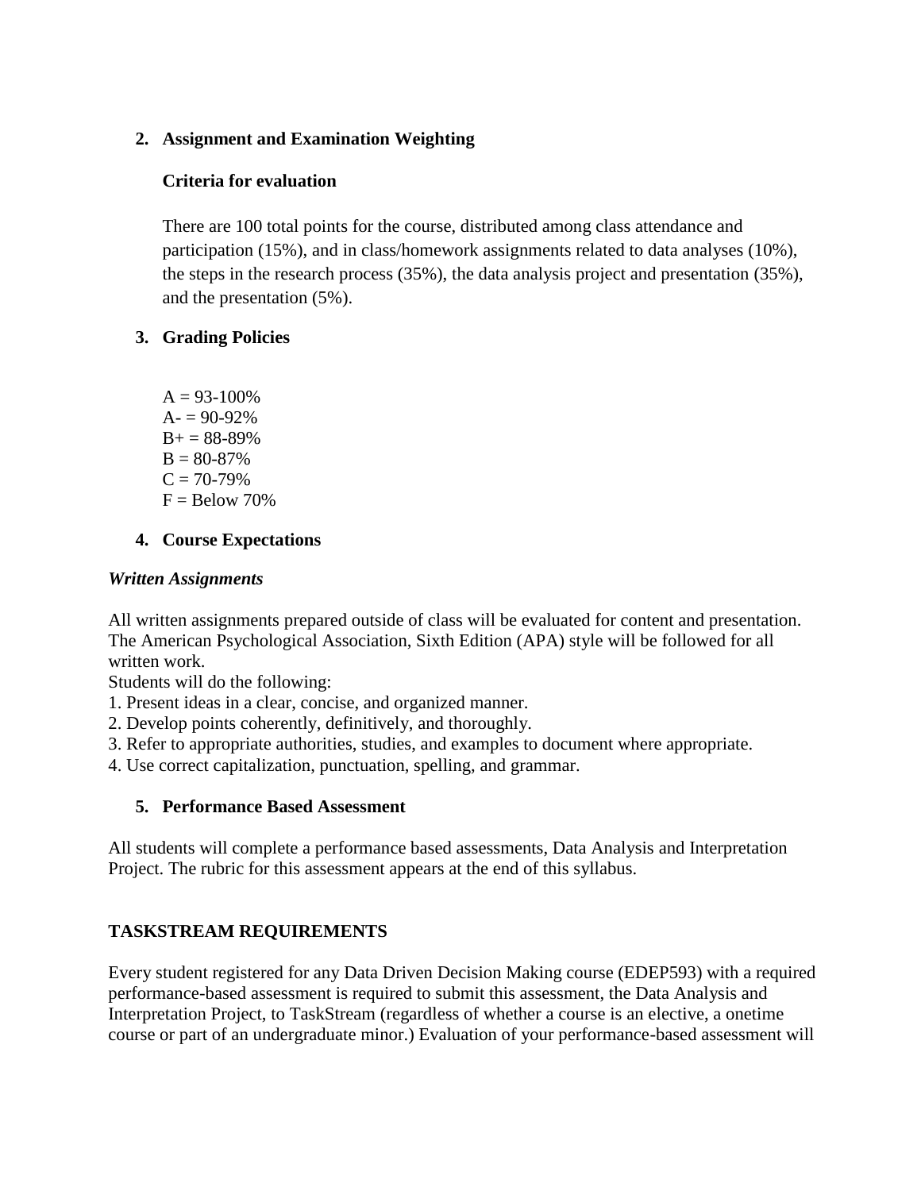2. **Assignment and Examination Weighting**

   **Criteria for evaluation**

   There are 100 total points for the course, distributed among class attendance and participation (15%), and in class/homework assignments related to data analyses (10%), the steps in the research process (35%), the data analysis project and presentation (35%), and the presentation (5%).

3. **Grading Policies**

   A = 93-100%
   A- = 90-92%
   B+ = 88-89%
   B = 80-87%
   C = 70-79%
   F = Below 70%

4. **Course Expectations**

***Written Assignments***

All written assignments prepared outside of class will be evaluated for content and presentation. The American Psychological Association, Sixth Edition (APA) style will be followed for all written work.
Students will do the following:

1. Present ideas in a clear, concise, and organized manner.
2. Develop points coherently, definitively, and thoroughly.
3. Refer to appropriate authorities, studies, and examples to document where appropriate.
4. Use correct capitalization, punctuation, spelling, and grammar.

5. **Performance Based Assessment**

All students will complete a performance based assessments, Data Analysis and Interpretation Project. The rubric for this assessment appears at the end of this syllabus.

**TASKSTREAM REQUIREMENTS**

Every student registered for any Data Driven Decision Making course (EDEP593) with a required performance-based assessment is required to submit this assessment, the Data Analysis and Interpretation Project, to TaskStream (regardless of whether a course is an elective, a onetime course or part of an undergraduate minor.) Evaluation of your performance-based assessment will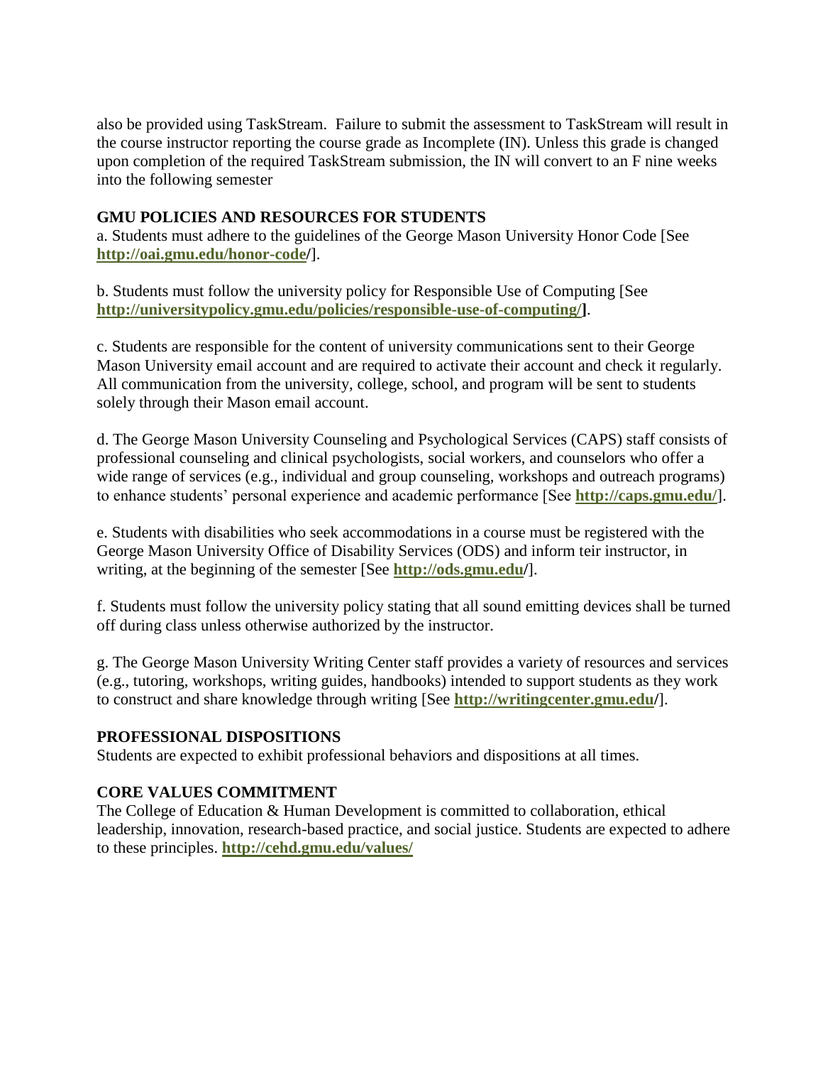also be provided using TaskStream. Failure to submit the assessment to TaskStream will result in the course instructor reporting the course grade as Incomplete (IN). Unless this grade is changed upon completion of the required TaskStream submission, the IN will convert to an F nine weeks into the following semester

## GMU POLICIES AND RESOURCES FOR STUDENTS

a. Students must adhere to the guidelines of the George Mason University Honor Code [See **http://oai.gmu.edu/honor-code/**].

b. Students must follow the university policy for Responsible Use of Computing [See **http://universitypolicy.gmu.edu/policies/responsible-use-of-computing/**].

c. Students are responsible for the content of university communications sent to their George Mason University email account and are required to activate their account and check it regularly. All communication from the university, college, school, and program will be sent to students solely through their Mason email account.

d. The George Mason University Counseling and Psychological Services (CAPS) staff consists of professional counseling and clinical psychologists, social workers, and counselors who offer a wide range of services (e.g., individual and group counseling, workshops and outreach programs) to enhance students' personal experience and academic performance [See **http://caps.gmu.edu/**].

e. Students with disabilities who seek accommodations in a course must be registered with the George Mason University Office of Disability Services (ODS) and inform teir instructor, in writing, at the beginning of the semester [See **http://ods.gmu.edu/**].

f. Students must follow the university policy stating that all sound emitting devices shall be turned off during class unless otherwise authorized by the instructor.

g. The George Mason University Writing Center staff provides a variety of resources and services (e.g., tutoring, workshops, writing guides, handbooks) intended to support students as they work to construct and share knowledge through writing [See **http://writingcenter.gmu.edu/**].

## PROFESSIONAL DISPOSITIONS

Students are expected to exhibit professional behaviors and dispositions at all times.

## CORE VALUES COMMITMENT

The College of Education & Human Development is committed to collaboration, ethical leadership, innovation, research-based practice, and social justice. Students are expected to adhere to these principles. **http://cehd.gmu.edu/values/**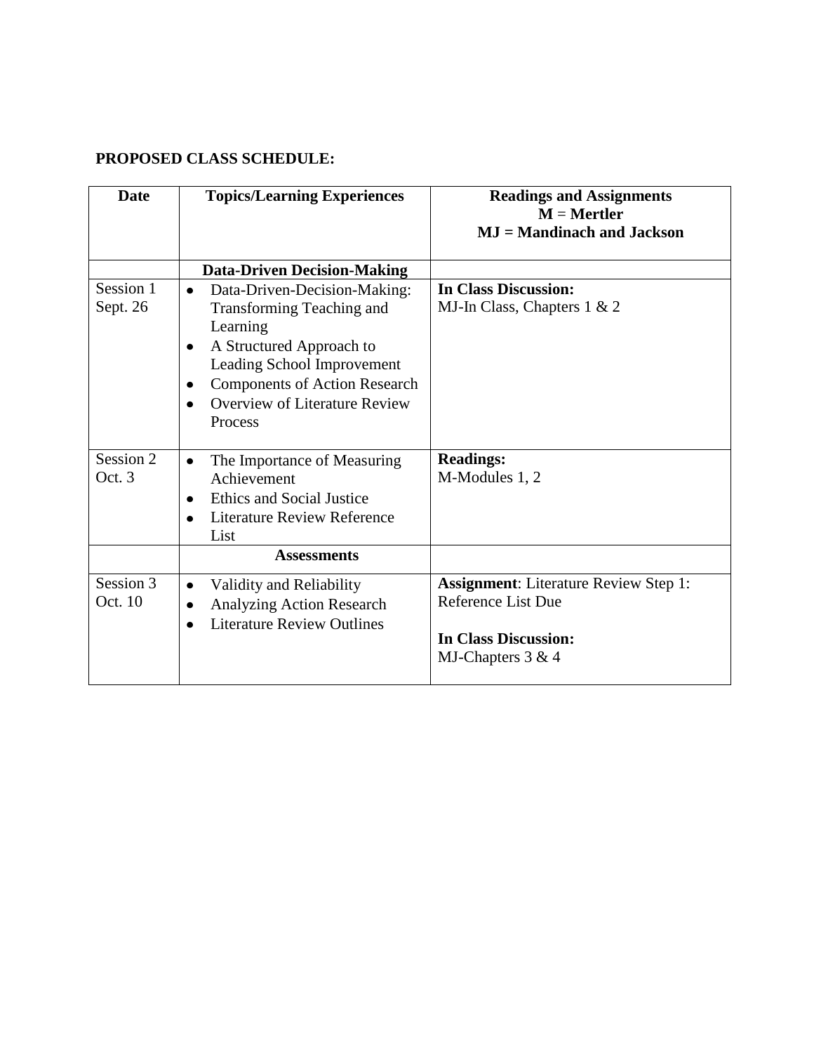**PROPOSED CLASS SCHEDULE:**

| Date | Topics/Learning Experiences | Readings and Assignments<br>M = Mertler<br>MJ = Mandinach and Jackson |
|---|---|---|
| | **Data-Driven Decision-Making** | |
| Session 1<br>Sept. 26 | • Data-Driven-Decision-Making: Transforming Teaching and Learning<br>• A Structured Approach to Leading School Improvement<br>• Components of Action Research<br>• Overview of Literature Review Process | **In Class Discussion:**<br>MJ-In Class, Chapters 1 & 2 |
| Session 2<br>Oct. 3 | • The Importance of Measuring Achievement<br>• Ethics and Social Justice<br>• Literature Review Reference List | **Readings:**<br>M-Modules 1, 2 |
| | **Assessments** | |
| Session 3<br>Oct. 10 | • Validity and Reliability<br>• Analyzing Action Research<br>• Literature Review Outlines | **Assignment**: Literature Review Step 1: Reference List Due<br><br>**In Class Discussion:**<br>MJ-Chapters 3 & 4 |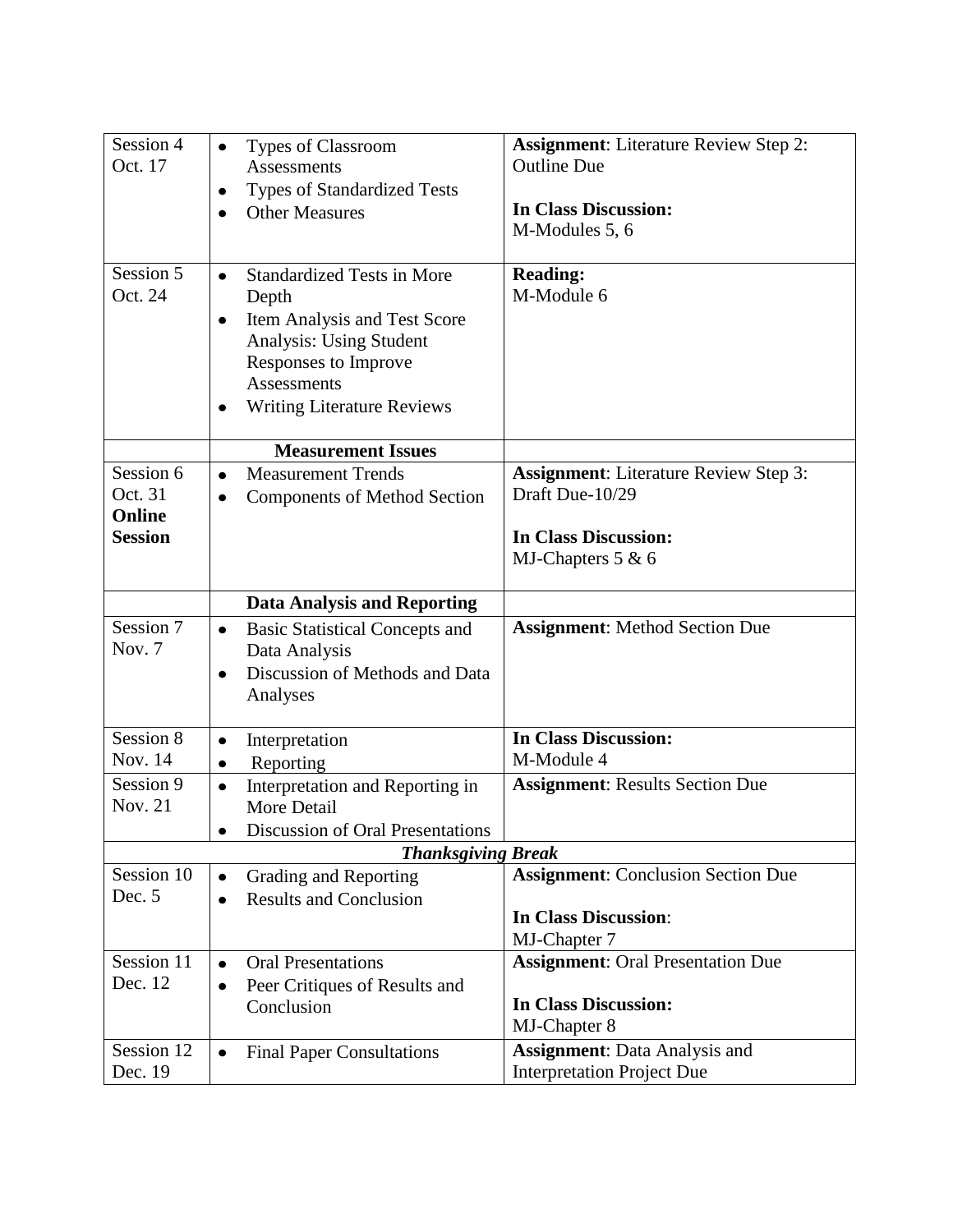| | | |
|---|---|---|
| Session 4<br>Oct. 17 | • Types of Classroom Assessments<br>• Types of Standardized Tests<br>• Other Measures | **Assignment**: Literature Review Step 2: Outline Due<br><br>**In Class Discussion:**<br>M-Modules 5, 6 |
| Session 5<br>Oct. 24 | • Standardized Tests in More Depth<br>• Item Analysis and Test Score Analysis: Using Student Responses to Improve Assessments<br>• Writing Literature Reviews | **Reading:**<br>M-Module 6 |
| | **Measurement Issues** | |
| Session 6<br>Oct. 31<br>**Online Session** | • Measurement Trends<br>• Components of Method Section | **Assignment**: Literature Review Step 3: Draft Due-10/29<br><br>**In Class Discussion:**<br>MJ-Chapters 5 & 6 |
| | **Data Analysis and Reporting** | |
| Session 7<br>Nov. 7 | • Basic Statistical Concepts and Data Analysis<br>• Discussion of Methods and Data Analyses | **Assignment**: Method Section Due |
| Session 8<br>Nov. 14 | • Interpretation<br>• Reporting | **In Class Discussion:**<br>M-Module 4 |
| Session 9<br>Nov. 21 | • Interpretation and Reporting in More Detail<br>• Discussion of Oral Presentations | **Assignment**: Results Section Due |
| | ***Thanksgiving Break*** | |
| Session 10<br>Dec. 5 | • Grading and Reporting<br>• Results and Conclusion | **Assignment**: Conclusion Section Due<br><br>**In Class Discussion**:<br>MJ-Chapter 7 |
| Session 11<br>Dec. 12 | • Oral Presentations<br>• Peer Critiques of Results and Conclusion | **Assignment**: Oral Presentation Due<br><br>**In Class Discussion:**<br>MJ-Chapter 8 |
| Session 12<br>Dec. 19 | • Final Paper Consultations | **Assignment**: Data Analysis and Interpretation Project Due |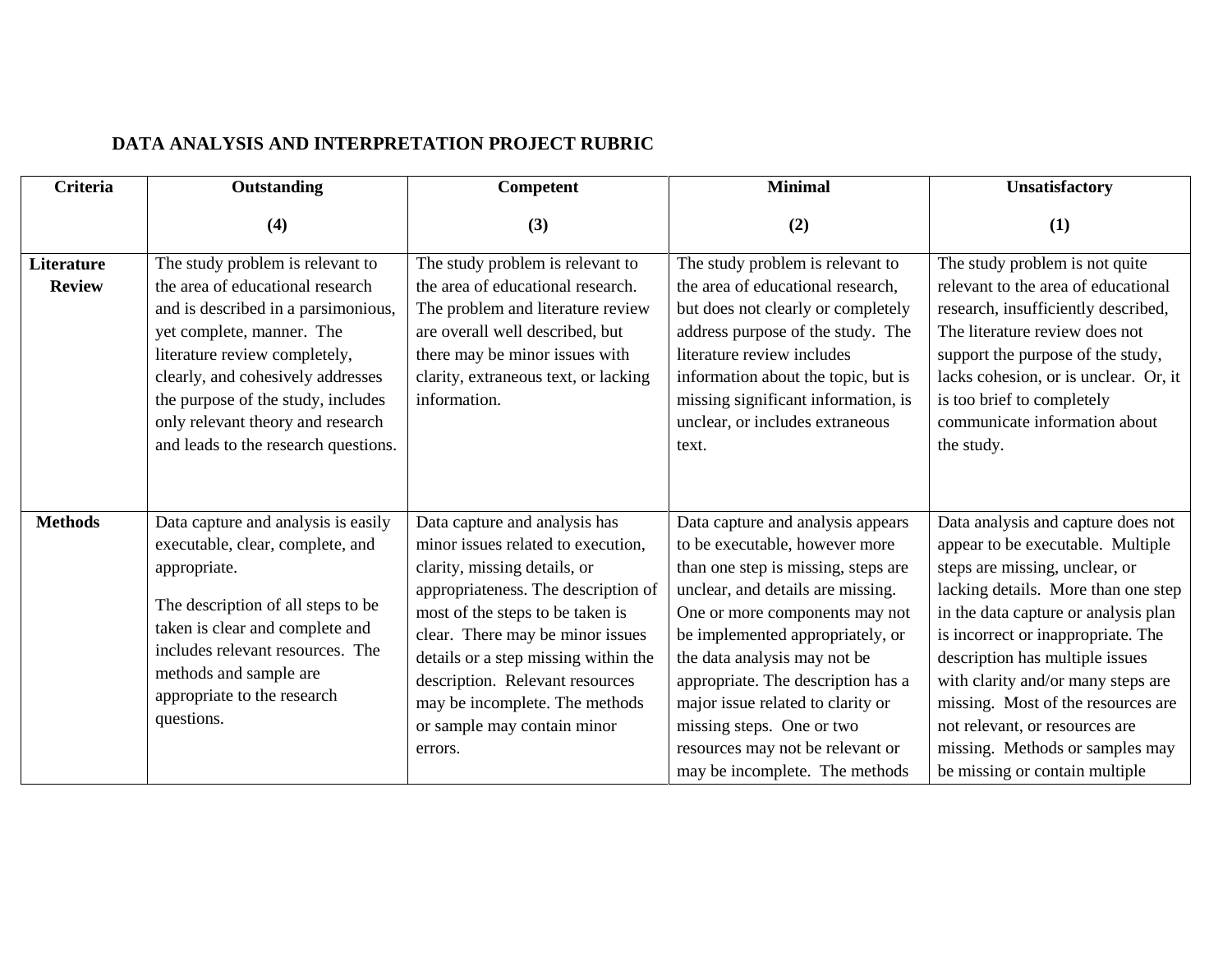**DATA ANALYSIS AND INTERPRETATION PROJECT RUBRIC**

| Criteria | Outstanding (4) | Competent (3) | Minimal (2) | Unsatisfactory (1) |
|---|---|---|---|---|
| **Literature Review** | The study problem is relevant to the area of educational research and is described in a parsimonious, yet complete, manner. The literature review completely, clearly, and cohesively addresses the purpose of the study, includes only relevant theory and research and leads to the research questions. | The study problem is relevant to the area of educational research. The problem and literature review are overall well described, but there may be minor issues with clarity, extraneous text, or lacking information. | The study problem is relevant to the area of educational research, but does not clearly or completely address purpose of the study. The literature review includes information about the topic, but is missing significant information, is unclear, or includes extraneous text. | The study problem is not quite relevant to the area of educational research, insufficiently described, The literature review does not support the purpose of the study, lacks cohesion, or is unclear. Or, it is too brief to completely communicate information about the study. |
| **Methods** | Data capture and analysis is easily executable, clear, complete, and appropriate.<br><br>The description of all steps to be taken is clear and complete and includes relevant resources. The methods and sample are appropriate to the research questions. | Data capture and analysis has minor issues related to execution, clarity, missing details, or appropriateness. The description of most of the steps to be taken is clear. There may be minor issues details or a step missing within the description. Relevant resources may be incomplete. The methods or sample may contain minor errors. | Data capture and analysis appears to be executable, however more than one step is missing, steps are unclear, and details are missing. One or more components may not be implemented appropriately, or the data analysis may not be appropriate. The description has a major issue related to clarity or missing steps. One or two resources may not be relevant or may be incomplete. The methods | Data analysis and capture does not appear to be executable. Multiple steps are missing, unclear, or lacking details. More than one step in the data capture or analysis plan is incorrect or inappropriate. The description has multiple issues with clarity and/or many steps are missing. Most of the resources are not relevant, or resources are missing. Methods or samples may be missing or contain multiple |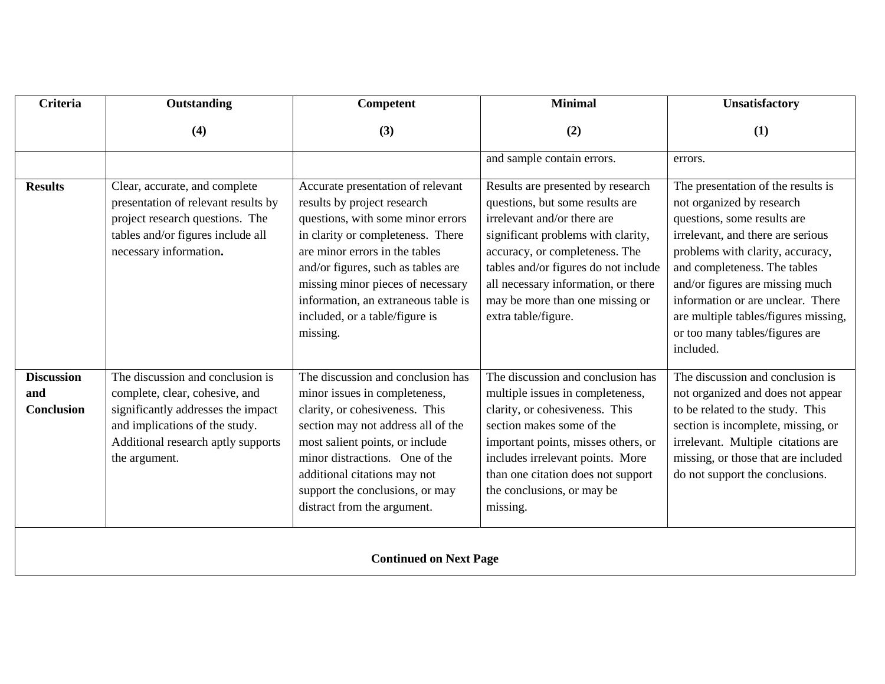| Criteria | Outstanding (4) | Competent (3) | Minimal (2) | Unsatisfactory (1) |
|---|---|---|---|---|
| | | | and sample contain errors. | errors. |
| **Results** | Clear, accurate, and complete presentation of relevant results by project research questions. The tables and/or figures include all necessary information**.** | Accurate presentation of relevant results by project research questions, with some minor errors in clarity or completeness. There are minor errors in the tables and/or figures, such as tables are missing minor pieces of necessary information, an extraneous table is included, or a table/figure is missing. | Results are presented by research questions, but some results are irrelevant and/or there are significant problems with clarity, accuracy, or completeness. The tables and/or figures do not include all necessary information, or there may be more than one missing or extra table/figure. | The presentation of the results is not organized by research questions, some results are irrelevant, and there are serious problems with clarity, accuracy, and completeness. The tables and/or figures are missing much information or are unclear. There are multiple tables/figures missing, or too many tables/figures are included. |
| **Discussion and Conclusion** | The discussion and conclusion is complete, clear, cohesive, and significantly addresses the impact and implications of the study. Additional research aptly supports the argument. | The discussion and conclusion has minor issues in completeness, clarity, or cohesiveness. This section may not address all of the most salient points, or include minor distractions. One of the additional citations may not support the conclusions, or may distract from the argument. | The discussion and conclusion has multiple issues in completeness, clarity, or cohesiveness. This section makes some of the important points, misses others, or includes irrelevant points. More than one citation does not support the conclusions, or may be missing. | The discussion and conclusion is not organized and does not appear to be related to the study. This section is incomplete, missing, or irrelevant. Multiple citations are missing, or those that are included do not support the conclusions. |

**Continued on Next Page**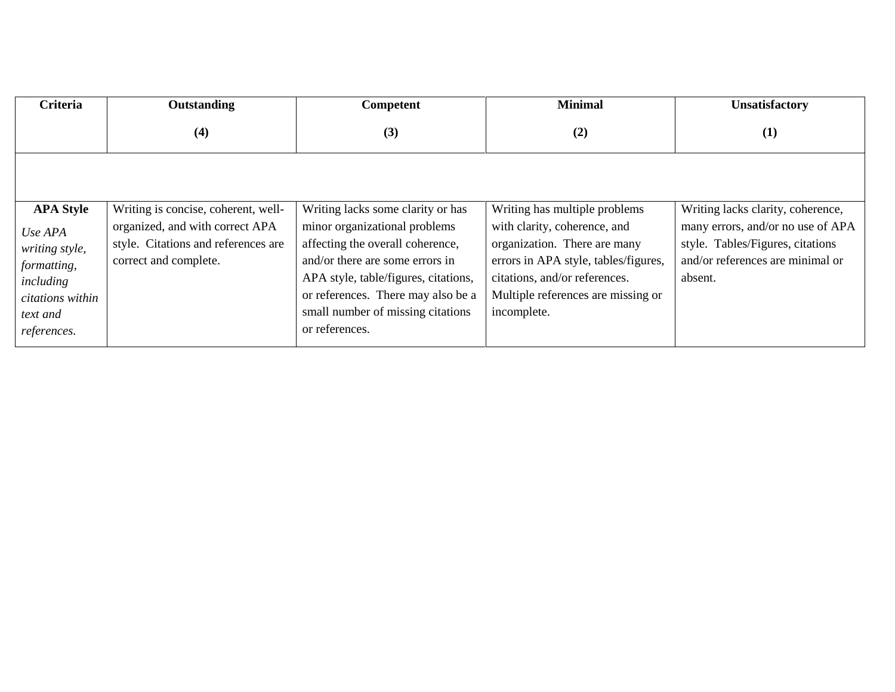| Criteria | Outstanding (4) | Competent (3) | Minimal (2) | Unsatisfactory (1) |
|---|---|---|---|---|
| | | | | |
| **APA Style** *Use APA writing style, formatting, including citations within text and references.* | Writing is concise, coherent, well-organized, and with correct APA style. Citations and references are correct and complete. | Writing lacks some clarity or has minor organizational problems affecting the overall coherence, and/or there are some errors in APA style, table/figures, citations, or references. There may also be a small number of missing citations or references. | Writing has multiple problems with clarity, coherence, and organization. There are many errors in APA style, tables/figures, citations, and/or references. Multiple references are missing or incomplete. | Writing lacks clarity, coherence, many errors, and/or no use of APA style. Tables/Figures, citations and/or references are minimal or absent. |